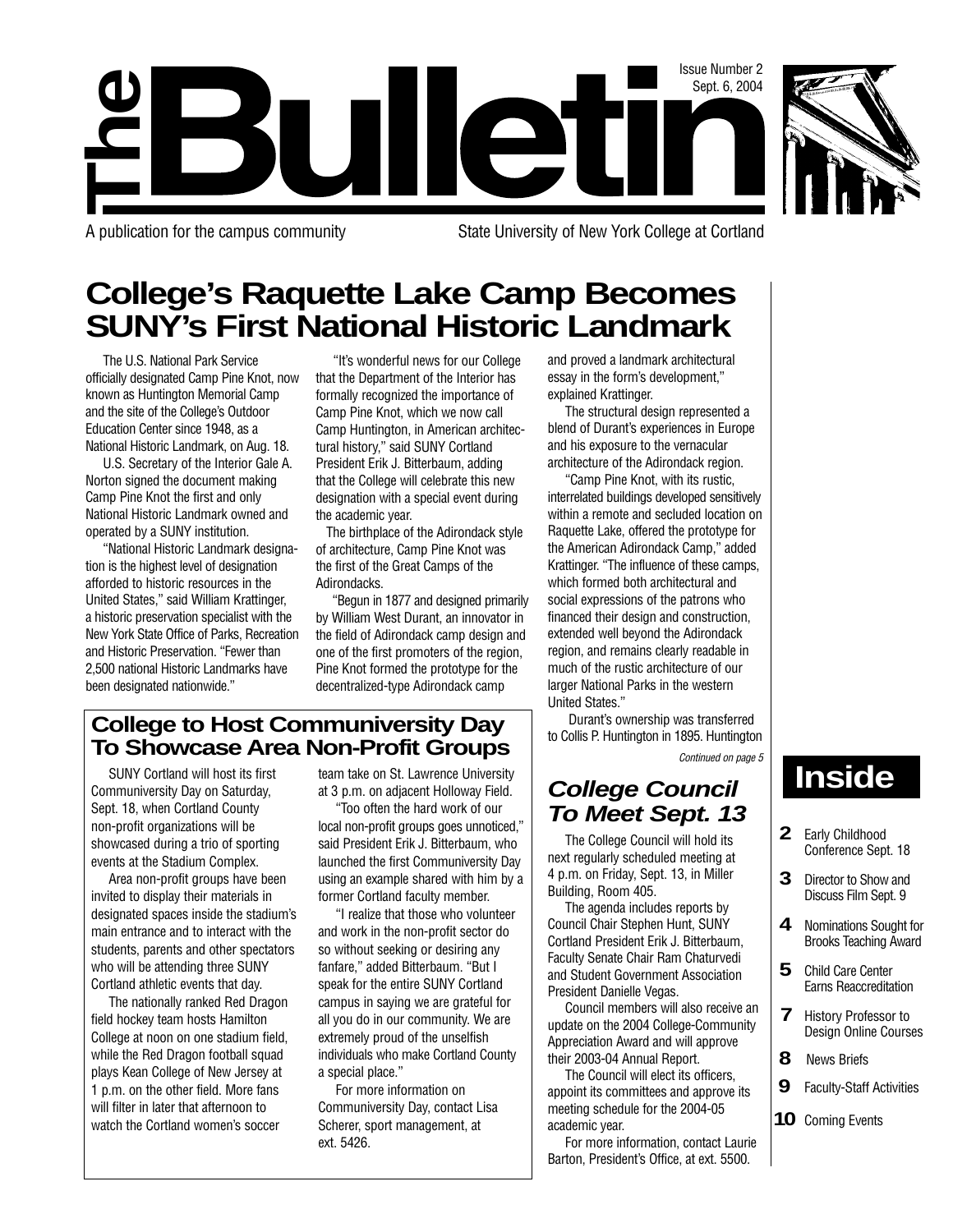# The Bulletin

Issue Number 2
Sept. 6, 2004

A publication for the campus community — State University of New York College at Cortland

## College's Raquette Lake Camp Becomes SUNY's First National Historic Landmark

The U.S. National Park Service officially designated Camp Pine Knot, now known as Huntington Memorial Camp and the site of the College's Outdoor Education Center since 1948, as a National Historic Landmark, on Aug. 18.

U.S. Secretary of the Interior Gale A. Norton signed the document making Camp Pine Knot the first and only National Historic Landmark owned and operated by a SUNY institution.

"National Historic Landmark designation is the highest level of designation afforded to historic resources in the United States," said William Krattinger, a historic preservation specialist with the New York State Office of Parks, Recreation and Historic Preservation. "Fewer than 2,500 national Historic Landmarks have been designated nationwide."

"It's wonderful news for our College that the Department of the Interior has formally recognized the importance of Camp Pine Knot, which we now call Camp Huntington, in American architectural history," said SUNY Cortland President Erik J. Bitterbaum, adding that the College will celebrate this new designation with a special event during the academic year.

The birthplace of the Adirondack style of architecture, Camp Pine Knot was the first of the Great Camps of the Adirondacks.

"Begun in 1877 and designed primarily by William West Durant, an innovator in the field of Adirondack camp design and one of the first promoters of the region, Pine Knot formed the prototype for the decentralized-type Adirondack camp and proved a landmark architectural essay in the form's development," explained Krattinger.

The structural design represented a blend of Durant's experiences in Europe and his exposure to the vernacular architecture of the Adirondack region.

"Camp Pine Knot, with its rustic, interrelated buildings developed sensitively within a remote and secluded location on Raquette Lake, offered the prototype for the American Adirondack Camp," added Krattinger. "The influence of these camps, which formed both architectural and social expressions of the patrons who financed their design and construction, extended well beyond the Adirondack region, and remains clearly readable in much of the rustic architecture of our larger National Parks in the western United States."

Durant's ownership was transferred to Collis P. Huntington in 1895. Huntington

*Continued on page 5*

### College to Host Communiversity Day To Showcase Area Non-Profit Groups

SUNY Cortland will host its first Communiversity Day on Saturday, Sept. 18, when Cortland County non-profit organizations will be showcased during a trio of sporting events at the Stadium Complex.

Area non-profit groups have been invited to display their materials in designated spaces inside the stadium's main entrance and to interact with the students, parents and other spectators who will be attending three SUNY Cortland athletic events that day.

The nationally ranked Red Dragon field hockey team hosts Hamilton College at noon on one stadium field, while the Red Dragon football squad plays Kean College of New Jersey at 1 p.m. on the other field. More fans will filter in later that afternoon to watch the Cortland women's soccer team take on St. Lawrence University at 3 p.m. on adjacent Holloway Field.

"Too often the hard work of our local non-profit groups goes unnoticed," said President Erik J. Bitterbaum, who launched the first Communiversity Day using an example shared with him by a former Cortland faculty member.

"I realize that those who volunteer and work in the non-profit sector do so without seeking or desiring any fanfare," added Bitterbaum. "But I speak for the entire SUNY Cortland campus in saying we are grateful for all you do in our community. We are extremely proud of the unselfish individuals who make Cortland County a special place."

For more information on Communiversity Day, contact Lisa Scherer, sport management, at ext. 5426.

### *College Council To Meet Sept. 13*

The College Council will hold its next regularly scheduled meeting at 4 p.m. on Friday, Sept. 13, in Miller Building, Room 405.

The agenda includes reports by Council Chair Stephen Hunt, SUNY Cortland President Erik J. Bitterbaum, Faculty Senate Chair Ram Chaturvedi and Student Government Association President Danielle Vegas.

Council members will also receive an update on the 2004 College-Community Appreciation Award and will approve their 2003-04 Annual Report.

The Council will elect its officers, appoint its committees and approve its meeting schedule for the 2004-05 academic year.

For more information, contact Laurie Barton, President's Office, at ext. 5500.

### Inside

- **2** Early Childhood Conference Sept. 18
- **3** Director to Show and Discuss Film Sept. 9
- **4** Nominations Sought for Brooks Teaching Award
- **5** Child Care Center Earns Reaccreditation
- **7** History Professor to Design Online Courses
- **8** News Briefs
- **9** Faculty-Staff Activities
- **10** Coming Events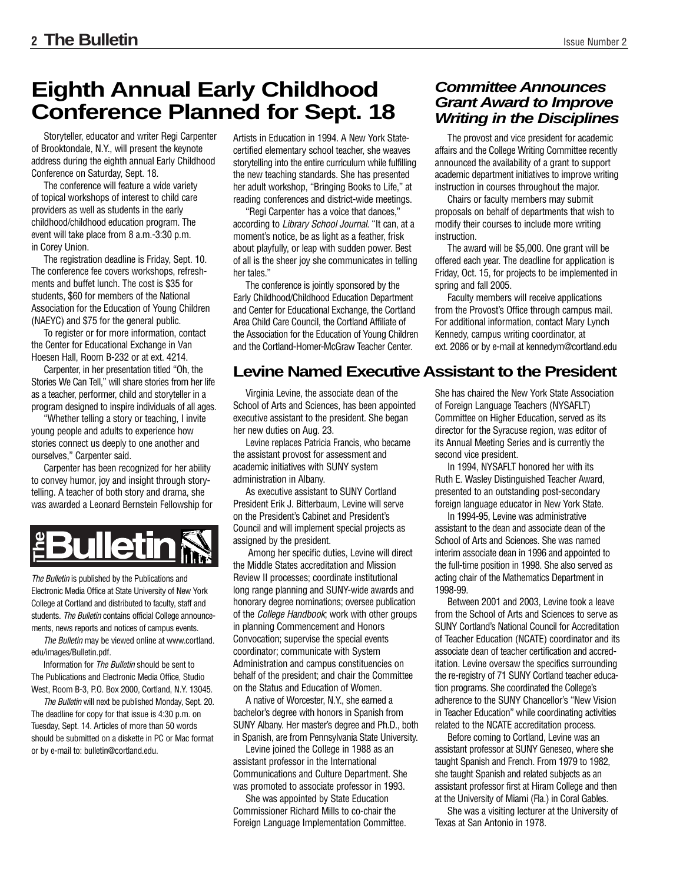# Eighth Annual Early Childhood Conference Planned for Sept. 18

Storyteller, educator and writer Regi Carpenter of Brooktondale, N.Y., will present the keynote address during the eighth annual Early Childhood Conference on Saturday, Sept. 18.

The conference will feature a wide variety of topical workshops of interest to child care providers as well as students in the early childhood/childhood education program. The event will take place from 8 a.m.-3:30 p.m. in Corey Union.

The registration deadline is Friday, Sept. 10. The conference fee covers workshops, refreshments and buffet lunch. The cost is $35 for students, $60 for members of the National Association for the Education of Young Children (NAEYC) and $75 for the general public.

To register or for more information, contact the Center for Educational Exchange in Van Hoesen Hall, Room B-232 or at ext. 4214.

Carpenter, in her presentation titled "Oh, the Stories We Can Tell," will share stories from her life as a teacher, performer, child and storyteller in a program designed to inspire individuals of all ages.

"Whether telling a story or teaching, I invite young people and adults to experience how stories connect us deeply to one another and ourselves," Carpenter said.

Carpenter has been recognized for her ability to convey humor, joy and insight through storytelling. A teacher of both story and drama, she was awarded a Leonard Bernstein Fellowship for Artists in Education in 1994. A New York State-certified elementary school teacher, she weaves storytelling into the entire curriculum while fulfilling the new teaching standards. She has presented her adult workshop, "Bringing Books to Life," at reading conferences and district-wide meetings.

"Regi Carpenter has a voice that dances," according to *Library School Journal*. "It can, at a moment's notice, be as light as a feather, frisk about playfully, or leap with sudden power. Best of all is the sheer joy she communicates in telling her tales."

The conference is jointly sponsored by the Early Childhood/Childhood Education Department and Center for Educational Exchange, the Cortland Area Child Care Council, the Cortland Affiliate of the Association for the Education of Young Children and the Cortland-Homer-McGraw Teacher Center.

**The Bulletin**

*The Bulletin* is published by the Publications and Electronic Media Office at State University of New York College at Cortland and distributed to faculty, staff and students. *The Bulletin* contains official College announcements, news reports and notices of campus events.

*The Bulletin* may be viewed online at www.cortland.edu/images/Bulletin.pdf.

Information for *The Bulletin* should be sent to The Publications and Electronic Media Office, Studio West, Room B-3, P.O. Box 2000, Cortland, N.Y. 13045.

*The Bulletin* will next be published Monday, Sept. 20. The deadline for copy for that issue is 4:30 p.m. on Tuesday, Sept. 14. Articles of more than 50 words should be submitted on a diskette in PC or Mac format or by e-mail to: bulletin@cortland.edu.

## *Committee Announces Grant Award to Improve Writing in the Disciplines*

The provost and vice president for academic affairs and the College Writing Committee recently announced the availability of a grant to support academic department initiatives to improve writing instruction in courses throughout the major.

Chairs or faculty members may submit proposals on behalf of departments that wish to modify their courses to include more writing instruction.

The award will be $5,000. One grant will be offered each year. The deadline for application is Friday, Oct. 15, for projects to be implemented in spring and fall 2005.

Faculty members will receive applications from the Provost's Office through campus mail. For additional information, contact Mary Lynch Kennedy, campus writing coordinator, at ext. 2086 or by e-mail at kennedym@cortland.edu

## Levine Named Executive Assistant to the President

Virginia Levine, the associate dean of the School of Arts and Sciences, has been appointed executive assistant to the president. She began her new duties on Aug. 23.

Levine replaces Patricia Francis, who became the assistant provost for assessment and academic initiatives with SUNY system administration in Albany.

As executive assistant to SUNY Cortland President Erik J. Bitterbaum, Levine will serve on the President's Cabinet and President's Council and will implement special projects as assigned by the president.

Among her specific duties, Levine will direct the Middle States accreditation and Mission Review II processes; coordinate institutional long range planning and SUNY-wide awards and honorary degree nominations; oversee publication of the *College Handbook*; work with other groups in planning Commencement and Honors Convocation; supervise the special events coordinator; communicate with System Administration and campus constituencies on behalf of the president; and chair the Committee on the Status and Education of Women.

A native of Worcester, N.Y., she earned a bachelor's degree with honors in Spanish from SUNY Albany. Her master's degree and Ph.D., both in Spanish, are from Pennsylvania State University.

Levine joined the College in 1988 as an assistant professor in the International Communications and Culture Department. She was promoted to associate professor in 1993.

She was appointed by State Education Commissioner Richard Mills to co-chair the Foreign Language Implementation Committee. She has chaired the New York State Association of Foreign Language Teachers (NYSAFLT) Committee on Higher Education, served as its director for the Syracuse region, was editor of its Annual Meeting Series and is currently the second vice president.

In 1994, NYSAFLT honored her with its Ruth E. Wasley Distinguished Teacher Award, presented to an outstanding post-secondary foreign language educator in New York State.

In 1994-95, Levine was administrative assistant to the dean and associate dean of the School of Arts and Sciences. She was named interim associate dean in 1996 and appointed to the full-time position in 1998. She also served as acting chair of the Mathematics Department in 1998-99.

Between 2001 and 2003, Levine took a leave from the School of Arts and Sciences to serve as SUNY Cortland's National Council for Accreditation of Teacher Education (NCATE) coordinator and its associate dean of teacher certification and accreditation. Levine oversaw the specifics surrounding the re-registry of 71 SUNY Cortland teacher education programs. She coordinated the College's adherence to the SUNY Chancellor's "New Vision in Teacher Education" while coordinating activities related to the NCATE accreditation process.

Before coming to Cortland, Levine was an assistant professor at SUNY Geneseo, where she taught Spanish and French. From 1979 to 1982, she taught Spanish and related subjects as an assistant professor first at Hiram College and then at the University of Miami (Fla.) in Coral Gables.

She was a visiting lecturer at the University of Texas at San Antonio in 1978.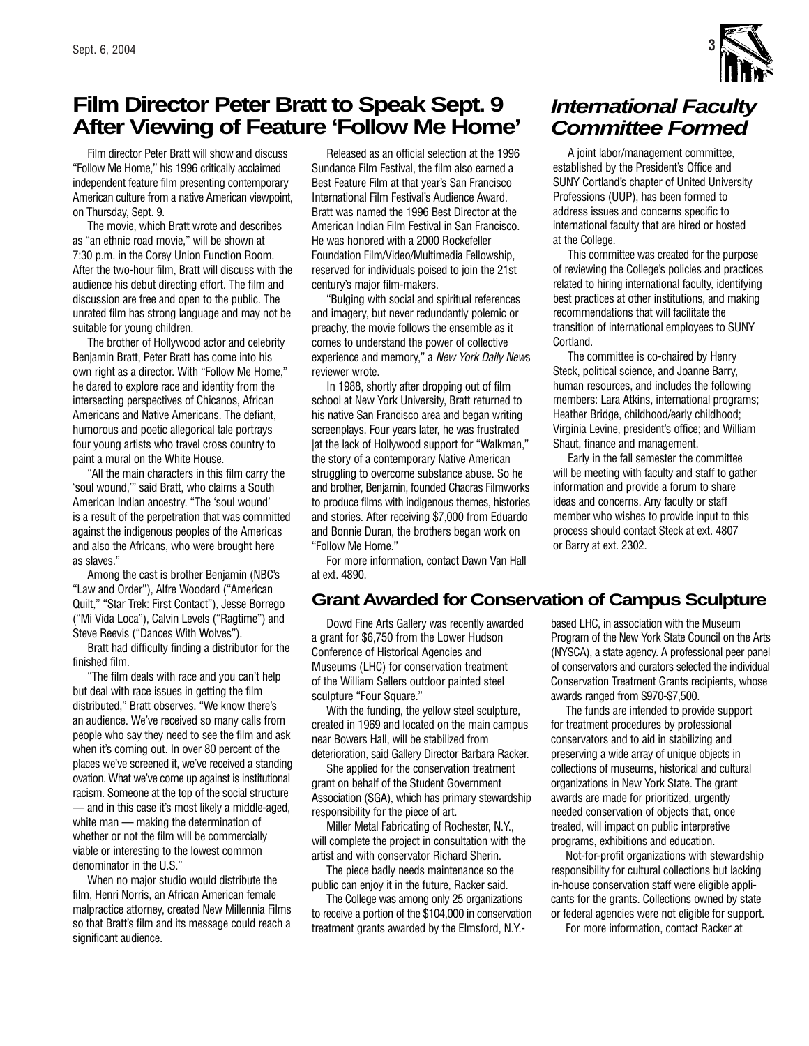## Film Director Peter Bratt to Speak Sept. 9 After Viewing of Feature 'Follow Me Home'

Film director Peter Bratt will show and discuss "Follow Me Home," his 1996 critically acclaimed independent feature film presenting contemporary American culture from a native American viewpoint, on Thursday, Sept. 9.

The movie, which Bratt wrote and describes as "an ethnic road movie," will be shown at 7:30 p.m. in the Corey Union Function Room. After the two-hour film, Bratt will discuss with the audience his debut directing effort. The film and discussion are free and open to the public. The unrated film has strong language and may not be suitable for young children.

The brother of Hollywood actor and celebrity Benjamin Bratt, Peter Bratt has come into his own right as a director. With "Follow Me Home," he dared to explore race and identity from the intersecting perspectives of Chicanos, African Americans and Native Americans. The defiant, humorous and poetic allegorical tale portrays four young artists who travel cross country to paint a mural on the White House.

"All the main characters in this film carry the 'soul wound,'" said Bratt, who claims a South American Indian ancestry. "The 'soul wound' is a result of the perpetration that was committed against the indigenous peoples of the Americas and also the Africans, who were brought here as slaves."

Among the cast is brother Benjamin (NBC's "Law and Order"), Alfre Woodard ("American Quilt," "Star Trek: First Contact"), Jesse Borrego ("Mi Vida Loca"), Calvin Levels ("Ragtime") and Steve Reevis ("Dances With Wolves").

Bratt had difficulty finding a distributor for the finished film.

"The film deals with race and you can't help but deal with race issues in getting the film distributed," Bratt observes. "We know there's an audience. We've received so many calls from people who say they need to see the film and ask when it's coming out. In over 80 percent of the places we've screened it, we've received a standing ovation. What we've come up against is institutional racism. Someone at the top of the social structure — and in this case it's most likely a middle-aged, white man — making the determination of whether or not the film will be commercially viable or interesting to the lowest common denominator in the U.S."

When no major studio would distribute the film, Henri Norris, an African American female malpractice attorney, created New Millennia Films so that Bratt's film and its message could reach a significant audience.

Released as an official selection at the 1996 Sundance Film Festival, the film also earned a Best Feature Film at that year's San Francisco International Film Festival's Audience Award. Bratt was named the 1996 Best Director at the American Indian Film Festival in San Francisco. He was honored with a 2000 Rockefeller Foundation Film/Video/Multimedia Fellowship, reserved for individuals poised to join the 21st century's major film-makers.

"Bulging with social and spiritual references and imagery, but never redundantly polemic or preachy, the movie follows the ensemble as it comes to understand the power of collective experience and memory," a *New York Daily News* reviewer wrote.

In 1988, shortly after dropping out of film school at New York University, Bratt returned to his native San Francisco area and began writing screenplays. Four years later, he was frustrated at the lack of Hollywood support for "Walkman," the story of a contemporary Native American struggling to overcome substance abuse. So he and brother, Benjamin, founded Chacras Filmworks to produce films with indigenous themes, histories and stories. After receiving $7,000 from Eduardo and Bonnie Duran, the brothers began work on "Follow Me Home."

For more information, contact Dawn Van Hall at ext. 4890.

## *International Faculty Committee Formed*

A joint labor/management committee, established by the President's Office and SUNY Cortland's chapter of United University Professions (UUP), has been formed to address issues and concerns specific to international faculty that are hired or hosted at the College.

This committee was created for the purpose of reviewing the College's policies and practices related to hiring international faculty, identifying best practices at other institutions, and making recommendations that will facilitate the transition of international employees to SUNY Cortland.

The committee is co-chaired by Henry Steck, political science, and Joanne Barry, human resources, and includes the following members: Lara Atkins, international programs; Heather Bridge, childhood/early childhood; Virginia Levine, president's office; and William Shaut, finance and management.

Early in the fall semester the committee will be meeting with faculty and staff to gather information and provide a forum to share ideas and concerns. Any faculty or staff member who wishes to provide input to this process should contact Steck at ext. 4807 or Barry at ext. 2302.

## Grant Awarded for Conservation of Campus Sculpture

Dowd Fine Arts Gallery was recently awarded a grant for $6,750 from the Lower Hudson Conference of Historical Agencies and Museums (LHC) for conservation treatment of the William Sellers outdoor painted steel sculpture "Four Square."

With the funding, the yellow steel sculpture, created in 1969 and located on the main campus near Bowers Hall, will be stabilized from deterioration, said Gallery Director Barbara Racker.

She applied for the conservation treatment grant on behalf of the Student Government Association (SGA), which has primary stewardship responsibility for the piece of art.

Miller Metal Fabricating of Rochester, N.Y., will complete the project in consultation with the artist and with conservator Richard Sherin.

The piece badly needs maintenance so the public can enjoy it in the future, Racker said.

The College was among only 25 organizations to receive a portion of the $104,000 in conservation treatment grants awarded by the Elmsford, N.Y.-based LHC, in association with the Museum Program of the New York State Council on the Arts (NYSCA), a state agency. A professional peer panel of conservators and curators selected the individual Conservation Treatment Grants recipients, whose awards ranged from $970-$7,500.

The funds are intended to provide support for treatment procedures by professional conservators and to aid in stabilizing and preserving a wide array of unique objects in collections of museums, historical and cultural organizations in New York State. The grant awards are made for prioritized, urgently needed conservation of objects that, once treated, will impact on public interpretive programs, exhibitions and education.

Not-for-profit organizations with stewardship responsibility for cultural collections but lacking in-house conservation staff were eligible applicants for the grants. Collections owned by state or federal agencies were not eligible for support.

For more information, contact Racker at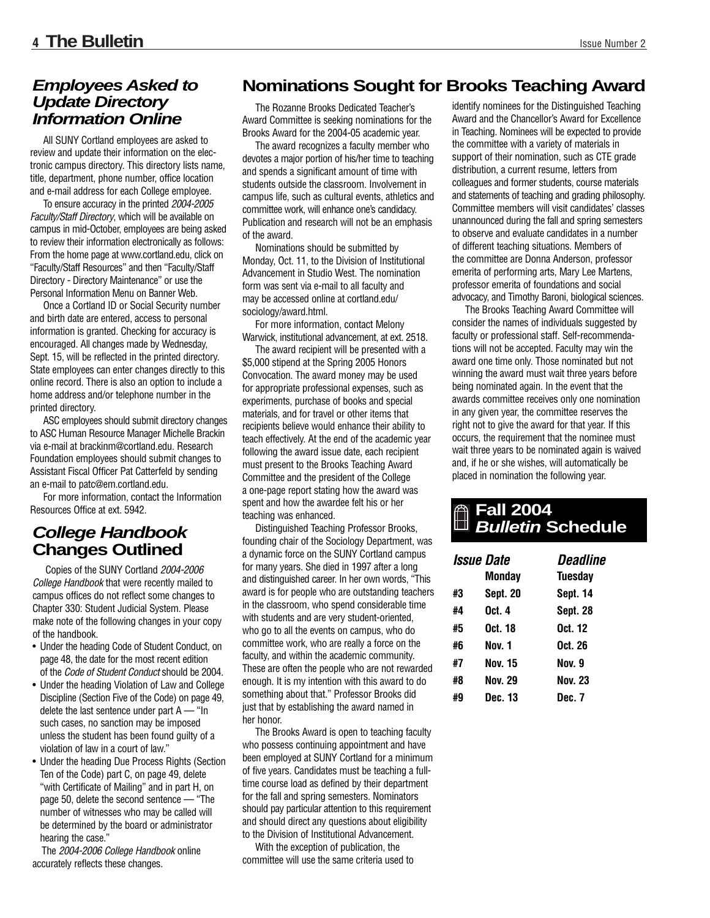## *Employees Asked to Update Directory Information Online*

All SUNY Cortland employees are asked to review and update their information on the electronic campus directory. This directory lists name, title, department, phone number, office location and e-mail address for each College employee.

To ensure accuracy in the printed *2004-2005 Faculty/Staff Directory*, which will be available on campus in mid-October, employees are being asked to review their information electronically as follows: From the home page at www.cortland.edu, click on "Faculty/Staff Resources" and then "Faculty/Staff Directory - Directory Maintenance" or use the Personal Information Menu on Banner Web.

Once a Cortland ID or Social Security number and birth date are entered, access to personal information is granted. Checking for accuracy is encouraged. All changes made by Wednesday, Sept. 15, will be reflected in the printed directory. State employees can enter changes directly to this online record. There is also an option to include a home address and/or telephone number in the printed directory.

ASC employees should submit directory changes to ASC Human Resource Manager Michelle Brackin via e-mail at brackinm@cortland.edu. Research Foundation employees should submit changes to Assistant Fiscal Officer Pat Catterfeld by sending an e-mail to patc@em.cortland.edu.

For more information, contact the Information Resources Office at ext. 5942.

## *College Handbook* Changes Outlined

Copies of the SUNY Cortland *2004-2006 College Handbook* that were recently mailed to campus offices do not reflect some changes to Chapter 330: Student Judicial System. Please make note of the following changes in your copy of the handbook.

- Under the heading Code of Student Conduct, on page 48, the date for the most recent edition of the *Code of Student Conduct* should be 2004.
- Under the heading Violation of Law and College Discipline (Section Five of the Code) on page 49, delete the last sentence under part A — "In such cases, no sanction may be imposed unless the student has been found guilty of a violation of law in a court of law."
- Under the heading Due Process Rights (Section Ten of the Code) part C, on page 49, delete "with Certificate of Mailing" and in part H, on page 50, delete the second sentence — "The number of witnesses who may be called will be determined by the board or administrator hearing the case."

The *2004-2006 College Handbook* online accurately reflects these changes.

## Nominations Sought for Brooks Teaching Award

The Rozanne Brooks Dedicated Teacher's Award Committee is seeking nominations for the Brooks Award for the 2004-05 academic year.

The award recognizes a faculty member who devotes a major portion of his/her time to teaching and spends a significant amount of time with students outside the classroom. Involvement in campus life, such as cultural events, athletics and committee work, will enhance one's candidacy. Publication and research will not be an emphasis of the award.

Nominations should be submitted by Monday, Oct. 11, to the Division of Institutional Advancement in Studio West. The nomination form was sent via e-mail to all faculty and may be accessed online at cortland.edu/sociology/award.html.

For more information, contact Melony Warwick, institutional advancement, at ext. 2518.

The award recipient will be presented with a $5,000 stipend at the Spring 2005 Honors Convocation. The award money may be used for appropriate professional expenses, such as experiments, purchase of books and special materials, and for travel or other items that recipients believe would enhance their ability to teach effectively. At the end of the academic year following the award issue date, each recipient must present to the Brooks Teaching Award Committee and the president of the College a one-page report stating how the award was spent and how the awardee felt his or her teaching was enhanced.

Distinguished Teaching Professor Brooks, founding chair of the Sociology Department, was a dynamic force on the SUNY Cortland campus for many years. She died in 1997 after a long and distinguished career. In her own words, "This award is for people who are outstanding teachers in the classroom, who spend considerable time with students and are very student-oriented, who go to all the events on campus, who do committee work, who are really a force on the faculty, and within the academic community. These are often the people who are not rewarded enough. It is my intention with this award to do something about that." Professor Brooks did just that by establishing the award named in her honor.

The Brooks Award is open to teaching faculty who possess continuing appointment and have been employed at SUNY Cortland for a minimum of five years. Candidates must be teaching a full-time course load as defined by their department for the fall and spring semesters. Nominators should pay particular attention to this requirement and should direct any questions about eligibility to the Division of Institutional Advancement.

With the exception of publication, the committee will use the same criteria used to identify nominees for the Distinguished Teaching Award and the Chancellor's Award for Excellence in Teaching. Nominees will be expected to provide the committee with a variety of materials in support of their nomination, such as CTE grade distribution, a current resume, letters from colleagues and former students, course materials and statements of teaching and grading philosophy. Committee members will visit candidates' classes unannounced during the fall and spring semesters to observe and evaluate candidates in a number of different teaching situations. Members of the committee are Donna Anderson, professor emerita of performing arts, Mary Lee Martens, professor emerita of foundations and social advocacy, and Timothy Baroni, biological sciences.

The Brooks Teaching Award Committee will consider the names of individuals suggested by faculty or professional staff. Self-recommendations will not be accepted. Faculty may win the award one time only. Those nominated but not winning the award must wait three years before being nominated again. In the event that the awards committee receives only one nomination in any given year, the committee reserves the right not to give the award for that year. If this occurs, the requirement that the nominee must wait three years to be nominated again is waived and, if he or she wishes, will automatically be placed in nomination the following year.

## Fall 2004 *Bulletin* Schedule

| | *Issue Date* | *Deadline* |
|---|---|---|
| | **Monday** | **Tuesday** |
| **#3** | **Sept. 20** | **Sept. 14** |
| **#4** | **Oct. 4** | **Sept. 28** |
| **#5** | **Oct. 18** | **Oct. 12** |
| **#6** | **Nov. 1** | **Oct. 26** |
| **#7** | **Nov. 15** | **Nov. 9** |
| **#8** | **Nov. 29** | **Nov. 23** |
| **#9** | **Dec. 13** | **Dec. 7** |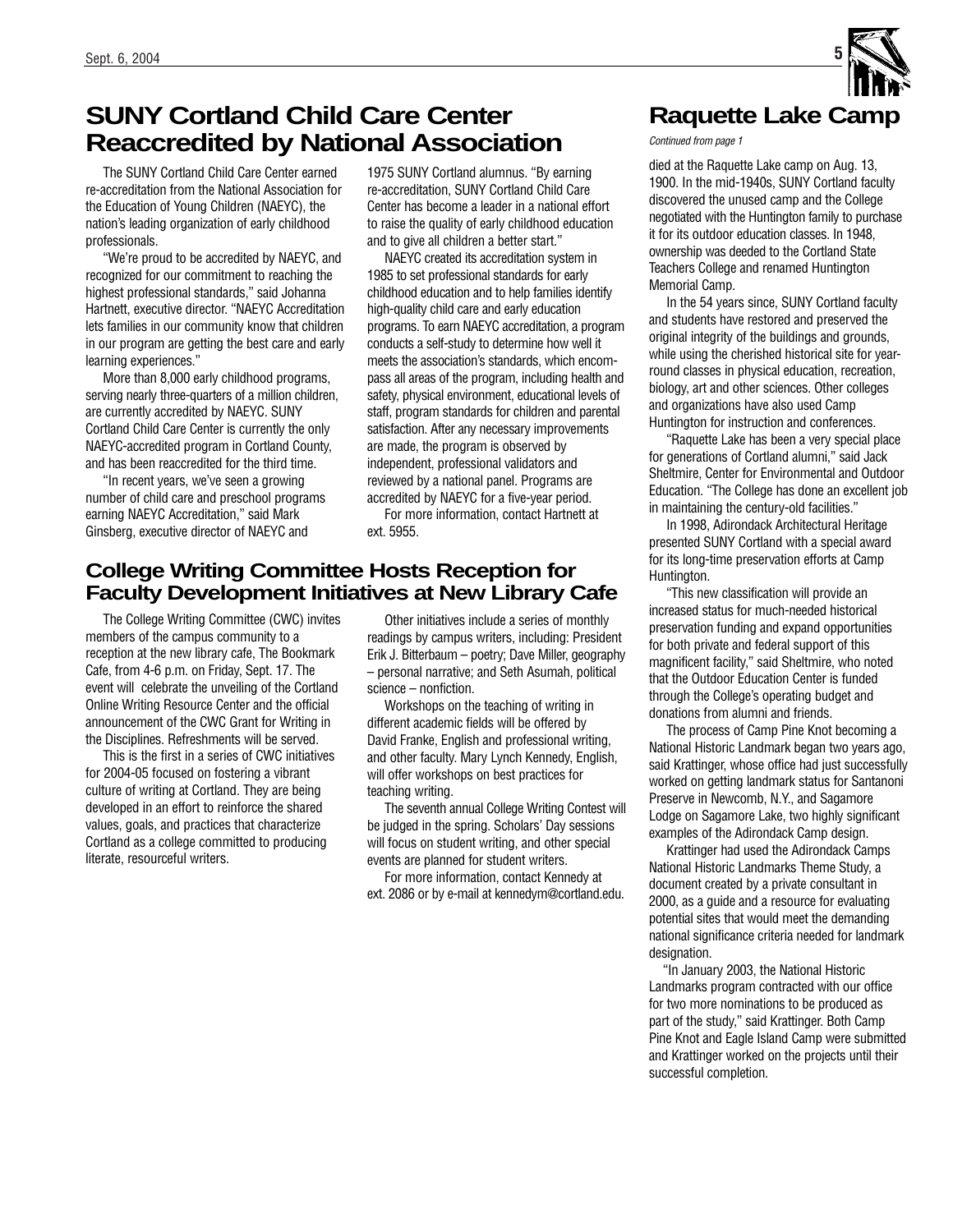# SUNY Cortland Child Care Center Reaccredited by National Association

The SUNY Cortland Child Care Center earned re-accreditation from the National Association for the Education of Young Children (NAEYC), the nation's leading organization of early childhood professionals.

"We're proud to be accredited by NAEYC, and recognized for our commitment to reaching the highest professional standards," said Johanna Hartnett, executive director. "NAEYC Accreditation lets families in our community know that children in our program are getting the best care and early learning experiences."

More than 8,000 early childhood programs, serving nearly three-quarters of a million children, are currently accredited by NAEYC. SUNY Cortland Child Care Center is currently the only NAEYC-accredited program in Cortland County, and has been reaccredited for the third time.

"In recent years, we've seen a growing number of child care and preschool programs earning NAEYC Accreditation," said Mark Ginsberg, executive director of NAEYC and 1975 SUNY Cortland alumnus. "By earning re-accreditation, SUNY Cortland Child Care Center has become a leader in a national effort to raise the quality of early childhood education and to give all children a better start."

NAEYC created its accreditation system in 1985 to set professional standards for early childhood education and to help families identify high-quality child care and early education programs. To earn NAEYC accreditation, a program conducts a self-study to determine how well it meets the association's standards, which encompass all areas of the program, including health and safety, physical environment, educational levels of staff, program standards for children and parental satisfaction. After any necessary improvements are made, the program is observed by independent, professional validators and reviewed by a national panel. Programs are accredited by NAEYC for a five-year period.

For more information, contact Hartnett at ext. 5955.

## College Writing Committee Hosts Reception for Faculty Development Initiatives at New Library Cafe

The College Writing Committee (CWC) invites members of the campus community to a reception at the new library cafe, The Bookmark Cafe, from 4-6 p.m. on Friday, Sept. 17. The event will celebrate the unveiling of the Cortland Online Writing Resource Center and the official announcement of the CWC Grant for Writing in the Disciplines. Refreshments will be served.

This is the first in a series of CWC initiatives for 2004-05 focused on fostering a vibrant culture of writing at Cortland. They are being developed in an effort to reinforce the shared values, goals, and practices that characterize Cortland as a college committed to producing literate, resourceful writers.

Other initiatives include a series of monthly readings by campus writers, including: President Erik J. Bitterbaum – poetry; Dave Miller, geography – personal narrative; and Seth Asumah, political science – nonfiction.

Workshops on the teaching of writing in different academic fields will be offered by David Franke, English and professional writing, and other faculty. Mary Lynch Kennedy, English, will offer workshops on best practices for teaching writing.

The seventh annual College Writing Contest will be judged in the spring. Scholars' Day sessions will focus on student writing, and other special events are planned for student writers.

For more information, contact Kennedy at ext. 2086 or by e-mail at kennedym@cortland.edu.

# Raquette Lake Camp

*Continued from page 1*

died at the Raquette Lake camp on Aug. 13, 1900. In the mid-1940s, SUNY Cortland faculty discovered the unused camp and the College negotiated with the Huntington family to purchase it for its outdoor education classes. In 1948, ownership was deeded to the Cortland State Teachers College and renamed Huntington Memorial Camp.

In the 54 years since, SUNY Cortland faculty and students have restored and preserved the original integrity of the buildings and grounds, while using the cherished historical site for year-round classes in physical education, recreation, biology, art and other sciences. Other colleges and organizations have also used Camp Huntington for instruction and conferences.

"Raquette Lake has been a very special place for generations of Cortland alumni," said Jack Sheltmire, Center for Environmental and Outdoor Education. "The College has done an excellent job in maintaining the century-old facilities."

In 1998, Adirondack Architectural Heritage presented SUNY Cortland with a special award for its long-time preservation efforts at Camp Huntington.

"This new classification will provide an increased status for much-needed historical preservation funding and expand opportunities for both private and federal support of this magnificent facility," said Sheltmire, who noted that the Outdoor Education Center is funded through the College's operating budget and donations from alumni and friends.

The process of Camp Pine Knot becoming a National Historic Landmark began two years ago, said Krattinger, whose office had just successfully worked on getting landmark status for Santanoni Preserve in Newcomb, N.Y., and Sagamore Lodge on Sagamore Lake, two highly significant examples of the Adirondack Camp design.

Krattinger had used the Adirondack Camps National Historic Landmarks Theme Study, a document created by a private consultant in 2000, as a guide and a resource for evaluating potential sites that would meet the demanding national significance criteria needed for landmark designation.

"In January 2003, the National Historic Landmarks program contracted with our office for two more nominations to be produced as part of the study," said Krattinger. Both Camp Pine Knot and Eagle Island Camp were submitted and Krattinger worked on the projects until their successful completion.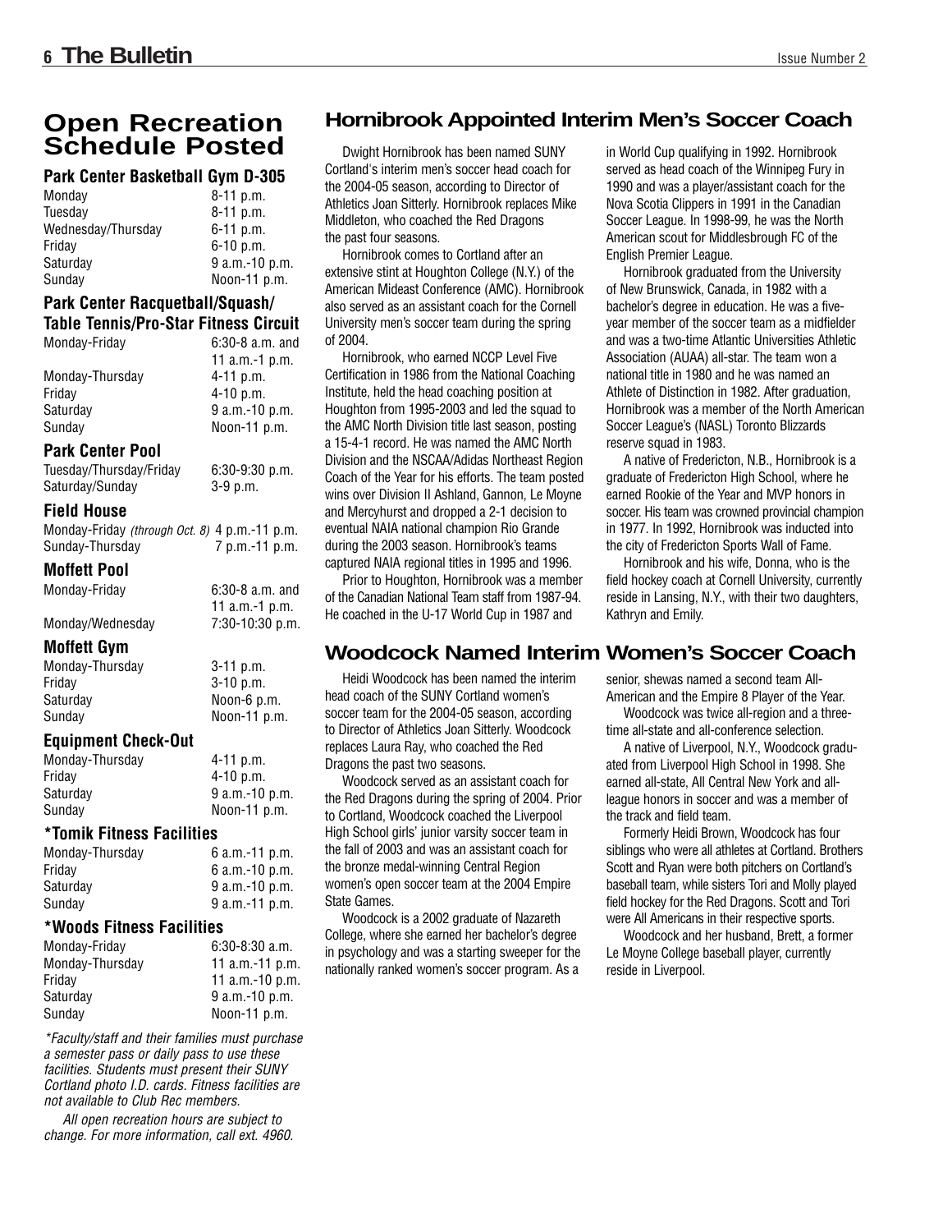## Open Recreation Schedule Posted

### Park Center Basketball Gym D-305

| | |
|---|---|
| Monday | 8-11 p.m. |
| Tuesday | 8-11 p.m. |
| Wednesday/Thursday | 6-11 p.m. |
| Friday | 6-10 p.m. |
| Saturday | 9 a.m.-10 p.m. |
| Sunday | Noon-11 p.m. |

### Park Center Racquetball/Squash/ Table Tennis/Pro-Star Fitness Circuit

| | |
|---|---|
| Monday-Friday | 6:30-8 a.m. and 11 a.m.-1 p.m. |
| Monday-Thursday | 4-11 p.m. |
| Friday | 4-10 p.m. |
| Saturday | 9 a.m.-10 p.m. |
| Sunday | Noon-11 p.m. |

### Park Center Pool

| | |
|---|---|
| Tuesday/Thursday/Friday | 6:30-9:30 p.m. |
| Saturday/Sunday | 3-9 p.m. |

### Field House

| | |
|---|---|
| Monday-Friday *(through Oct. 8)* | 4 p.m.-11 p.m. |
| Sunday-Thursday | 7 p.m.-11 p.m. |

### Moffett Pool

| | |
|---|---|
| Monday-Friday | 6:30-8 a.m. and 11 a.m.-1 p.m. |
| Monday/Wednesday | 7:30-10:30 p.m. |

### Moffett Gym

| | |
|---|---|
| Monday-Thursday | 3-11 p.m. |
| Friday | 3-10 p.m. |
| Saturday | Noon-6 p.m. |
| Sunday | Noon-11 p.m. |

### Equipment Check-Out

| | |
|---|---|
| Monday-Thursday | 4-11 p.m. |
| Friday | 4-10 p.m. |
| Saturday | 9 a.m.-10 p.m. |
| Sunday | Noon-11 p.m. |

### *Tomik Fitness Facilities

| | |
|---|---|
| Monday-Thursday | 6 a.m.-11 p.m. |
| Friday | 6 a.m.-10 p.m. |
| Saturday | 9 a.m.-10 p.m. |
| Sunday | 9 a.m.-11 p.m. |

### *Woods Fitness Facilities

| | |
|---|---|
| Monday-Friday | 6:30-8:30 a.m. |
| Monday-Thursday | 11 a.m.-11 p.m. |
| Friday | 11 a.m.-10 p.m. |
| Saturday | 9 a.m.-10 p.m. |
| Sunday | Noon-11 p.m. |

*\*Faculty/staff and their families must purchase a semester pass or daily pass to use these facilities. Students must present their SUNY Cortland photo I.D. cards. Fitness facilities are not available to Club Rec members.*

*All open recreation hours are subject to change. For more information, call ext. 4960.*

## Hornibrook Appointed Interim Men's Soccer Coach

Dwight Hornibrook has been named SUNY Cortland's interim men's soccer head coach for the 2004-05 season, according to Director of Athletics Joan Sitterly. Hornibrook replaces Mike Middleton, who coached the Red Dragons the past four seasons.

Hornibrook comes to Cortland after an extensive stint at Houghton College (N.Y.) of the American Mideast Conference (AMC). Hornibrook also served as an assistant coach for the Cornell University men's soccer team during the spring of 2004.

Hornibrook, who earned NCCP Level Five Certification in 1986 from the National Coaching Institute, held the head coaching position at Houghton from 1995-2003 and led the squad to the AMC North Division title last season, posting a 15-4-1 record. He was named the AMC North Division and the NSCAA/Adidas Northeast Region Coach of the Year for his efforts. The team posted wins over Division II Ashland, Gannon, Le Moyne and Mercyhurst and dropped a 2-1 decision to eventual NAIA national champion Rio Grande during the 2003 season. Hornibrook's teams captured NAIA regional titles in 1995 and 1996.

Prior to Houghton, Hornibrook was a member of the Canadian National Team staff from 1987-94. He coached in the U-17 World Cup in 1987 and in World Cup qualifying in 1992. Hornibrook served as head coach of the Winnipeg Fury in 1990 and was a player/assistant coach for the Nova Scotia Clippers in 1991 in the Canadian Soccer League. In 1998-99, he was the North American scout for Middlesbrough FC of the English Premier League.

Hornibrook graduated from the University of New Brunswick, Canada, in 1982 with a bachelor's degree in education. He was a five-year member of the soccer team as a midfielder and was a two-time Atlantic Universities Athletic Association (AUAA) all-star. The team won a national title in 1980 and he was named an Athlete of Distinction in 1982. After graduation, Hornibrook was a member of the North American Soccer League's (NASL) Toronto Blizzards reserve squad in 1983.

A native of Fredericton, N.B., Hornibrook is a graduate of Fredericton High School, where he earned Rookie of the Year and MVP honors in soccer. His team was crowned provincial champion in 1977. In 1992, Hornibrook was inducted into the city of Fredericton Sports Wall of Fame.

Hornibrook and his wife, Donna, who is the field hockey coach at Cornell University, currently reside in Lansing, N.Y., with their two daughters, Kathryn and Emily.

## Woodcock Named Interim Women's Soccer Coach

Heidi Woodcock has been named the interim head coach of the SUNY Cortland women's soccer team for the 2004-05 season, according to Director of Athletics Joan Sitterly. Woodcock replaces Laura Ray, who coached the Red Dragons the past two seasons.

Woodcock served as an assistant coach for the Red Dragons during the spring of 2004. Prior to Cortland, Woodcock coached the Liverpool High School girls' junior varsity soccer team in the fall of 2003 and was an assistant coach for the bronze medal-winning Central Region women's open soccer team at the 2004 Empire State Games.

Woodcock is a 2002 graduate of Nazareth College, where she earned her bachelor's degree in psychology and was a starting sweeper for the nationally ranked women's soccer program. As a senior, shewas named a second team All-American and the Empire 8 Player of the Year.

Woodcock was twice all-region and a three-time all-state and all-conference selection.

A native of Liverpool, N.Y., Woodcock graduated from Liverpool High School in 1998. She earned all-state, All Central New York and all-league honors in soccer and was a member of the track and field team.

Formerly Heidi Brown, Woodcock has four siblings who were all athletes at Cortland. Brothers Scott and Ryan were both pitchers on Cortland's baseball team, while sisters Tori and Molly played field hockey for the Red Dragons. Scott and Tori were All Americans in their respective sports.

Woodcock and her husband, Brett, a former Le Moyne College baseball player, currently reside in Liverpool.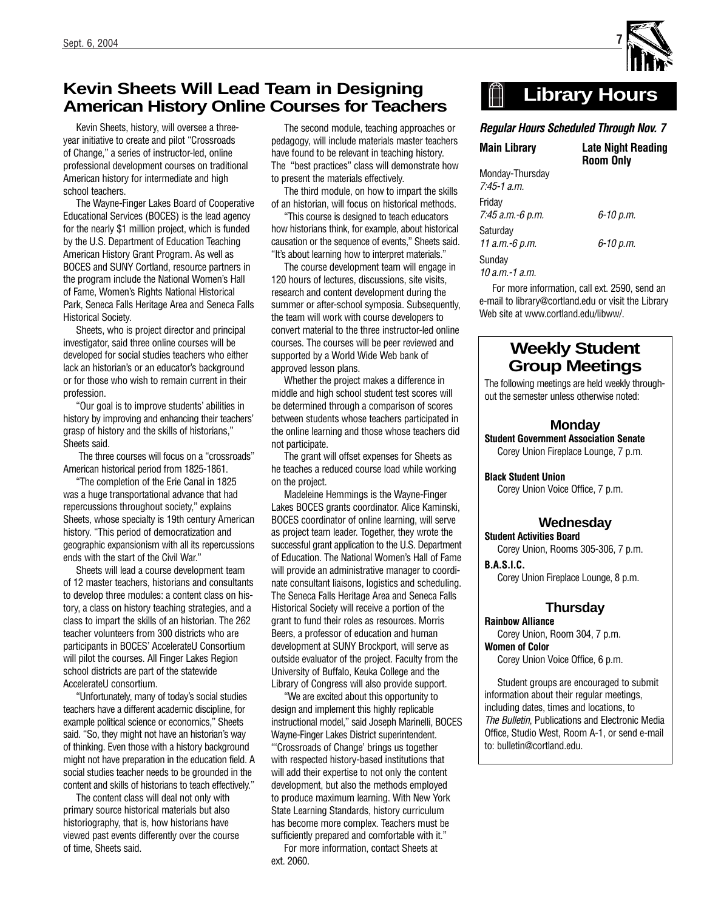## Kevin Sheets Will Lead Team in Designing American History Online Courses for Teachers

Kevin Sheets, history, will oversee a three-year initiative to create and pilot "Crossroads of Change," a series of instructor-led, online professional development courses on traditional American history for intermediate and high school teachers.

The Wayne-Finger Lakes Board of Cooperative Educational Services (BOCES) is the lead agency for the nearly $1 million project, which is funded by the U.S. Department of Education Teaching American History Grant Program. As well as BOCES and SUNY Cortland, resource partners in the program include the National Women's Hall of Fame, Women's Rights National Historical Park, Seneca Falls Heritage Area and Seneca Falls Historical Society.

Sheets, who is project director and principal investigator, said three online courses will be developed for social studies teachers who either lack an historian's or an educator's background or for those who wish to remain current in their profession.

"Our goal is to improve students' abilities in history by improving and enhancing their teachers' grasp of history and the skills of historians," Sheets said.

The three courses will focus on a "crossroads" American historical period from 1825-1861.

"The completion of the Erie Canal in 1825 was a huge transportational advance that had repercussions throughout society," explains Sheets, whose specialty is 19th century American history. "This period of democratization and geographic expansionism with all its repercussions ends with the start of the Civil War."

Sheets will lead a course development team of 12 master teachers, historians and consultants to develop three modules: a content class on history, a class on history teaching strategies, and a class to impart the skills of an historian. The 262 teacher volunteers from 300 districts who are participants in BOCES' AccelerateU Consortium will pilot the courses. All Finger Lakes Region school districts are part of the statewide AccelerateU consortium.

"Unfortunately, many of today's social studies teachers have a different academic discipline, for example political science or economics," Sheets said. "So, they might not have an historian's way of thinking. Even those with a history background might not have preparation in the education field. A social studies teacher needs to be grounded in the content and skills of historians to teach effectively."

The content class will deal not only with primary source historical materials but also historiography, that is, how historians have viewed past events differently over the course of time, Sheets said.

The second module, teaching approaches or pedagogy, will include materials master teachers have found to be relevant in teaching history. The "best practices" class will demonstrate how to present the materials effectively.

The third module, on how to impart the skills of an historian, will focus on historical methods.

"This course is designed to teach educators how historians think, for example, about historical causation or the sequence of events," Sheets said. "It's about learning how to interpret materials."

The course development team will engage in 120 hours of lectures, discussions, site visits, research and content development during the summer or after-school symposia. Subsequently, the team will work with course developers to convert material to the three instructor-led online courses. The courses will be peer reviewed and supported by a World Wide Web bank of approved lesson plans.

Whether the project makes a difference in middle and high school student test scores will be determined through a comparison of scores between students whose teachers participated in the online learning and those whose teachers did not participate.

The grant will offset expenses for Sheets as he teaches a reduced course load while working on the project.

Madeleine Hemmings is the Wayne-Finger Lakes BOCES grants coordinator. Alice Kaminski, BOCES coordinator of online learning, will serve as project team leader. Together, they wrote the successful grant application to the U.S. Department of Education. The National Women's Hall of Fame will provide an administrative manager to coordinate consultant liaisons, logistics and scheduling. The Seneca Falls Heritage Area and Seneca Falls Historical Society will receive a portion of the grant to fund their roles as resources. Morris Beers, a professor of education and human development at SUNY Brockport, will serve as outside evaluator of the project. Faculty from the University of Buffalo, Keuka College and the Library of Congress will also provide support.

"We are excited about this opportunity to design and implement this highly replicable instructional model," said Joseph Marinelli, BOCES Wayne-Finger Lakes District superintendent. "'Crossroads of Change' brings us together with respected history-based institutions that will add their expertise to not only the content development, but also the methods employed to produce maximum learning. With New York State Learning Standards, history curriculum has become more complex. Teachers must be sufficiently prepared and comfortable with it."

For more information, contact Sheets at ext. 2060.

## Library Hours

***Regular Hours Scheduled Through Nov. 7***

| Main Library | Late Night Reading Room Only |
|---|---|
| Monday-Thursday *7:45-1 a.m.* | |
| Friday *7:45 a.m.-6 p.m.* | *6-10 p.m.* |
| Saturday *11 a.m.-6 p.m.* | *6-10 p.m.* |
| Sunday *10 a.m.-1 a.m.* | |

For more information, call ext. 2590, send an e-mail to library@cortland.edu or visit the Library Web site at www.cortland.edu/libww/.

## Weekly Student Group Meetings

The following meetings are held weekly throughout the semester unless otherwise noted:

### Monday

**Student Government Association Senate**
Corey Union Fireplace Lounge, 7 p.m.

**Black Student Union**
Corey Union Voice Office, 7 p.m.

### Wednesday

**Student Activities Board**
Corey Union, Rooms 305-306, 7 p.m.

**B.A.S.I.C.**
Corey Union Fireplace Lounge, 8 p.m.

### Thursday

**Rainbow Alliance**
Corey Union, Room 304, 7 p.m.

**Women of Color**
Corey Union Voice Office, 6 p.m.

Student groups are encouraged to submit information about their regular meetings, including dates, times and locations, to *The Bulletin*, Publications and Electronic Media Office, Studio West, Room A-1, or send e-mail to: bulletin@cortland.edu.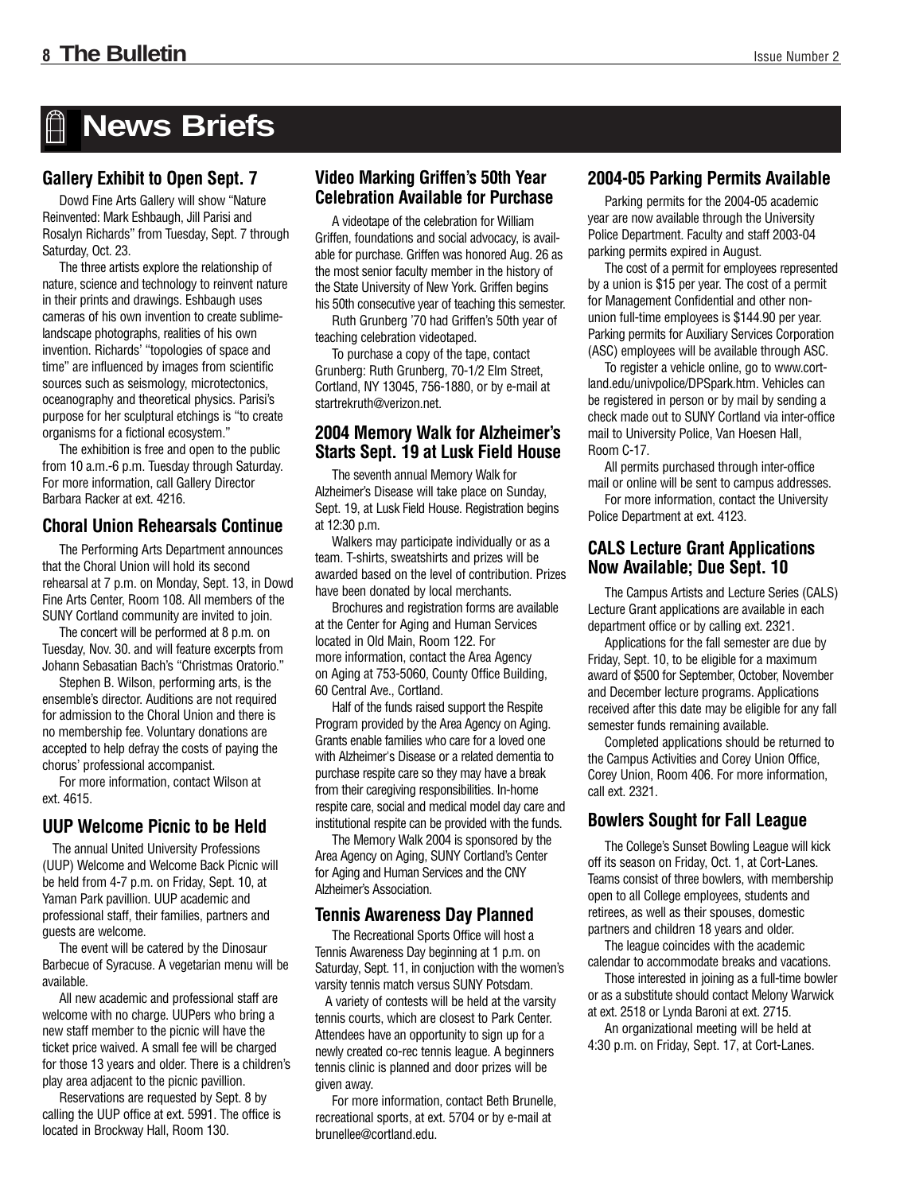# News Briefs

## Gallery Exhibit to Open Sept. 7

Dowd Fine Arts Gallery will show "Nature Reinvented: Mark Eshbaugh, Jill Parisi and Rosalyn Richards" from Tuesday, Sept. 7 through Saturday, Oct. 23.

The three artists explore the relationship of nature, science and technology to reinvent nature in their prints and drawings. Eshbaugh uses cameras of his own invention to create sublime-landscape photographs, realities of his own invention. Richards' "topologies of space and time" are influenced by images from scientific sources such as seismology, microtectonics, oceanography and theoretical physics. Parisi's purpose for her sculptural etchings is "to create organisms for a fictional ecosystem."

The exhibition is free and open to the public from 10 a.m.-6 p.m. Tuesday through Saturday. For more information, call Gallery Director Barbara Racker at ext. 4216.

## Choral Union Rehearsals Continue

The Performing Arts Department announces that the Choral Union will hold its second rehearsal at 7 p.m. on Monday, Sept. 13, in Dowd Fine Arts Center, Room 108. All members of the SUNY Cortland community are invited to join.

The concert will be performed at 8 p.m. on Tuesday, Nov. 30. and will feature excerpts from Johann Sebasatian Bach's "Christmas Oratorio."

Stephen B. Wilson, performing arts, is the ensemble's director. Auditions are not required for admission to the Choral Union and there is no membership fee. Voluntary donations are accepted to help defray the costs of paying the chorus' professional accompanist.

For more information, contact Wilson at ext. 4615.

## UUP Welcome Picnic to be Held

The annual United University Professions (UUP) Welcome and Welcome Back Picnic will be held from 4-7 p.m. on Friday, Sept. 10, at Yaman Park pavillion. UUP academic and professional staff, their families, partners and guests are welcome.

The event will be catered by the Dinosaur Barbecue of Syracuse. A vegetarian menu will be available.

All new academic and professional staff are welcome with no charge. UUPers who bring a new staff member to the picnic will have the ticket price waived. A small fee will be charged for those 13 years and older. There is a children's play area adjacent to the picnic pavillion.

Reservations are requested by Sept. 8 by calling the UUP office at ext. 5991. The office is located in Brockway Hall, Room 130.

## Video Marking Griffen's 50th Year Celebration Available for Purchase

A videotape of the celebration for William Griffen, foundations and social advocacy, is available for purchase. Griffen was honored Aug. 26 as the most senior faculty member in the history of the State University of New York. Griffen begins his 50th consecutive year of teaching this semester.

Ruth Grunberg '70 had Griffen's 50th year of teaching celebration videotaped.

To purchase a copy of the tape, contact Grunberg: Ruth Grunberg, 70-1/2 Elm Street, Cortland, NY 13045, 756-1880, or by e-mail at startrekruth@verizon.net.

## 2004 Memory Walk for Alzheimer's Starts Sept. 19 at Lusk Field House

The seventh annual Memory Walk for Alzheimer's Disease will take place on Sunday, Sept. 19, at Lusk Field House. Registration begins at 12:30 p.m.

Walkers may participate individually or as a team. T-shirts, sweatshirts and prizes will be awarded based on the level of contribution. Prizes have been donated by local merchants.

Brochures and registration forms are available at the Center for Aging and Human Services located in Old Main, Room 122. For more information, contact the Area Agency on Aging at 753-5060, County Office Building, 60 Central Ave., Cortland.

Half of the funds raised support the Respite Program provided by the Area Agency on Aging. Grants enable families who care for a loved one with Alzheimer's Disease or a related dementia to purchase respite care so they may have a break from their caregiving responsibilities. In-home respite care, social and medical model day care and institutional respite can be provided with the funds.

The Memory Walk 2004 is sponsored by the Area Agency on Aging, SUNY Cortland's Center for Aging and Human Services and the CNY Alzheimer's Association.

## Tennis Awareness Day Planned

The Recreational Sports Office will host a Tennis Awareness Day beginning at 1 p.m. on Saturday, Sept. 11, in conjuction with the women's varsity tennis match versus SUNY Potsdam.

A variety of contests will be held at the varsity tennis courts, which are closest to Park Center. Attendees have an opportunity to sign up for a newly created co-rec tennis league. A beginners tennis clinic is planned and door prizes will be given away.

For more information, contact Beth Brunelle, recreational sports, at ext. 5704 or by e-mail at brunellee@cortland.edu.

## 2004-05 Parking Permits Available

Parking permits for the 2004-05 academic year are now available through the University Police Department. Faculty and staff 2003-04 parking permits expired in August.

The cost of a permit for employees represented by a union is $15 per year. The cost of a permit for Management Confidential and other non-union full-time employees is $144.90 per year. Parking permits for Auxiliary Services Corporation (ASC) employees will be available through ASC.

To register a vehicle online, go to www.cortland.edu/univpolice/DPSpark.htm. Vehicles can be registered in person or by mail by sending a check made out to SUNY Cortland via inter-office mail to University Police, Van Hoesen Hall, Room C-17.

All permits purchased through inter-office mail or online will be sent to campus addresses.

For more information, contact the University Police Department at ext. 4123.

## CALS Lecture Grant Applications Now Available; Due Sept. 10

The Campus Artists and Lecture Series (CALS) Lecture Grant applications are available in each department office or by calling ext. 2321.

Applications for the fall semester are due by Friday, Sept. 10, to be eligible for a maximum award of $500 for September, October, November and December lecture programs. Applications received after this date may be eligible for any fall semester funds remaining available.

Completed applications should be returned to the Campus Activities and Corey Union Office, Corey Union, Room 406. For more information, call ext. 2321.

## Bowlers Sought for Fall League

The College's Sunset Bowling League will kick off its season on Friday, Oct. 1, at Cort-Lanes. Teams consist of three bowlers, with membership open to all College employees, students and retirees, as well as their spouses, domestic partners and children 18 years and older.

The league coincides with the academic calendar to accommodate breaks and vacations.

Those interested in joining as a full-time bowler or as a substitute should contact Melony Warwick at ext. 2518 or Lynda Baroni at ext. 2715.

An organizational meeting will be held at 4:30 p.m. on Friday, Sept. 17, at Cort-Lanes.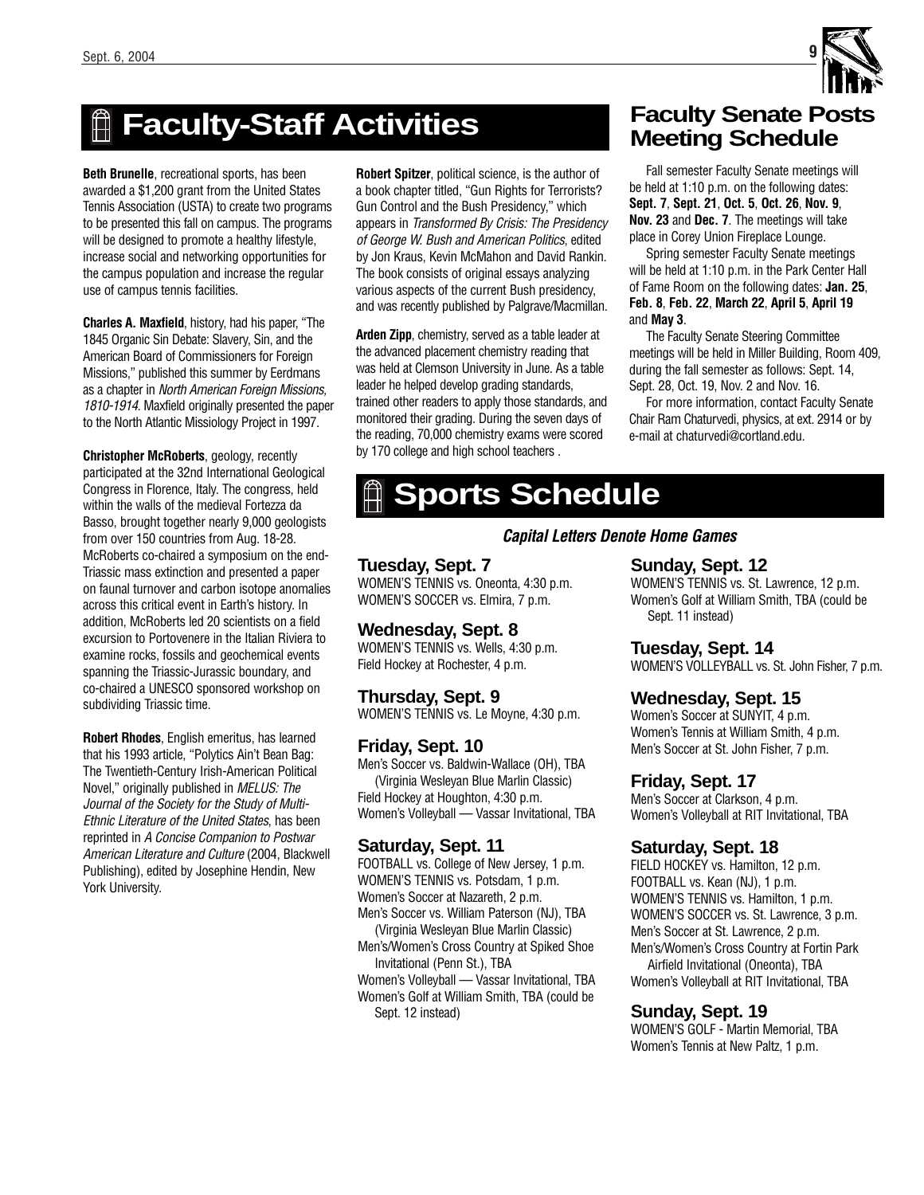# Faculty-Staff Activities

**Beth Brunelle**, recreational sports, has been awarded a $1,200 grant from the United States Tennis Association (USTA) to create two programs to be presented this fall on campus. The programs will be designed to promote a healthy lifestyle, increase social and networking opportunities for the campus population and increase the regular use of campus tennis facilities.

**Charles A. Maxfield**, history, had his paper, "The 1845 Organic Sin Debate: Slavery, Sin, and the American Board of Commissioners for Foreign Missions," published this summer by Eerdmans as a chapter in *North American Foreign Missions, 1810-1914*. Maxfield originally presented the paper to the North Atlantic Missiology Project in 1997.

**Christopher McRoberts**, geology, recently participated at the 32nd International Geological Congress in Florence, Italy. The congress, held within the walls of the medieval Fortezza da Basso, brought together nearly 9,000 geologists from over 150 countries from Aug. 18-28. McRoberts co-chaired a symposium on the end-Triassic mass extinction and presented a paper on faunal turnover and carbon isotope anomalies across this critical event in Earth's history. In addition, McRoberts led 20 scientists on a field excursion to Portovenere in the Italian Riviera to examine rocks, fossils and geochemical events spanning the Triassic-Jurassic boundary, and co-chaired a UNESCO sponsored workshop on subdividing Triassic time.

**Robert Rhodes**, English emeritus, has learned that his 1993 article, "Polytics Ain't Bean Bag: The Twentieth-Century Irish-American Political Novel," originally published in *MELUS: The Journal of the Society for the Study of Multi-Ethnic Literature of the United States*, has been reprinted in *A Concise Companion to Postwar American Literature and Culture* (2004, Blackwell Publishing), edited by Josephine Hendin, New York University.

**Robert Spitzer**, political science, is the author of a book chapter titled, "Gun Rights for Terrorists? Gun Control and the Bush Presidency," which appears in *Transformed By Crisis: The Presidency of George W. Bush and American Politics*, edited by Jon Kraus, Kevin McMahon and David Rankin. The book consists of original essays analyzing various aspects of the current Bush presidency, and was recently published by Palgrave/Macmillan.

**Arden Zipp**, chemistry, served as a table leader at the advanced placement chemistry reading that was held at Clemson University in June. As a table leader he helped develop grading standards, trained other readers to apply those standards, and monitored their grading. During the seven days of the reading, 70,000 chemistry exams were scored by 170 college and high school teachers .

## Faculty Senate Posts Meeting Schedule

Fall semester Faculty Senate meetings will be held at 1:10 p.m. on the following dates: **Sept. 7**, **Sept. 21**, **Oct. 5**, **Oct. 26**, **Nov. 9**, **Nov. 23** and **Dec. 7**. The meetings will take place in Corey Union Fireplace Lounge.

Spring semester Faculty Senate meetings will be held at 1:10 p.m. in the Park Center Hall of Fame Room on the following dates: **Jan. 25**, **Feb. 8**, **Feb. 22**, **March 22**, **April 5**, **April 19** and **May 3**.

The Faculty Senate Steering Committee meetings will be held in Miller Building, Room 409, during the fall semester as follows: Sept. 14, Sept. 28, Oct. 19, Nov. 2 and Nov. 16.

For more information, contact Faculty Senate Chair Ram Chaturvedi, physics, at ext. 2914 or by e-mail at chaturvedi@cortland.edu.

# Sports Schedule

***Capital Letters Denote Home Games***

### Tuesday, Sept. 7
WOMEN'S TENNIS vs. Oneonta, 4:30 p.m.
WOMEN'S SOCCER vs. Elmira, 7 p.m.

### Wednesday, Sept. 8
WOMEN'S TENNIS vs. Wells, 4:30 p.m.
Field Hockey at Rochester, 4 p.m.

### Thursday, Sept. 9
WOMEN'S TENNIS vs. Le Moyne, 4:30 p.m.

### Friday, Sept. 10
Men's Soccer vs. Baldwin-Wallace (OH), TBA (Virginia Wesleyan Blue Marlin Classic)
Field Hockey at Houghton, 4:30 p.m.
Women's Volleyball — Vassar Invitational, TBA

### Saturday, Sept. 11
FOOTBALL vs. College of New Jersey, 1 p.m.
WOMEN'S TENNIS vs. Potsdam, 1 p.m.
Women's Soccer at Nazareth, 2 p.m.
Men's Soccer vs. William Paterson (NJ), TBA (Virginia Wesleyan Blue Marlin Classic)
Men's/Women's Cross Country at Spiked Shoe Invitational (Penn St.), TBA
Women's Volleyball — Vassar Invitational, TBA
Women's Golf at William Smith, TBA (could be Sept. 12 instead)

### Sunday, Sept. 12
WOMEN'S TENNIS vs. St. Lawrence, 12 p.m.
Women's Golf at William Smith, TBA (could be Sept. 11 instead)

### Tuesday, Sept. 14
WOMEN'S VOLLEYBALL vs. St. John Fisher, 7 p.m.

### Wednesday, Sept. 15
Women's Soccer at SUNYIT, 4 p.m.
Women's Tennis at William Smith, 4 p.m.
Men's Soccer at St. John Fisher, 7 p.m.

### Friday, Sept. 17
Men's Soccer at Clarkson, 4 p.m.
Women's Volleyball at RIT Invitational, TBA

### Saturday, Sept. 18
FIELD HOCKEY vs. Hamilton, 12 p.m.
FOOTBALL vs. Kean (NJ), 1 p.m.
WOMEN'S TENNIS vs. Hamilton, 1 p.m.
WOMEN'S SOCCER vs. St. Lawrence, 3 p.m.
Men's Soccer at St. Lawrence, 2 p.m.
Men's/Women's Cross Country at Fortin Park Airfield Invitational (Oneonta), TBA
Women's Volleyball at RIT Invitational, TBA

### Sunday, Sept. 19
WOMEN'S GOLF - Martin Memorial, TBA
Women's Tennis at New Paltz, 1 p.m.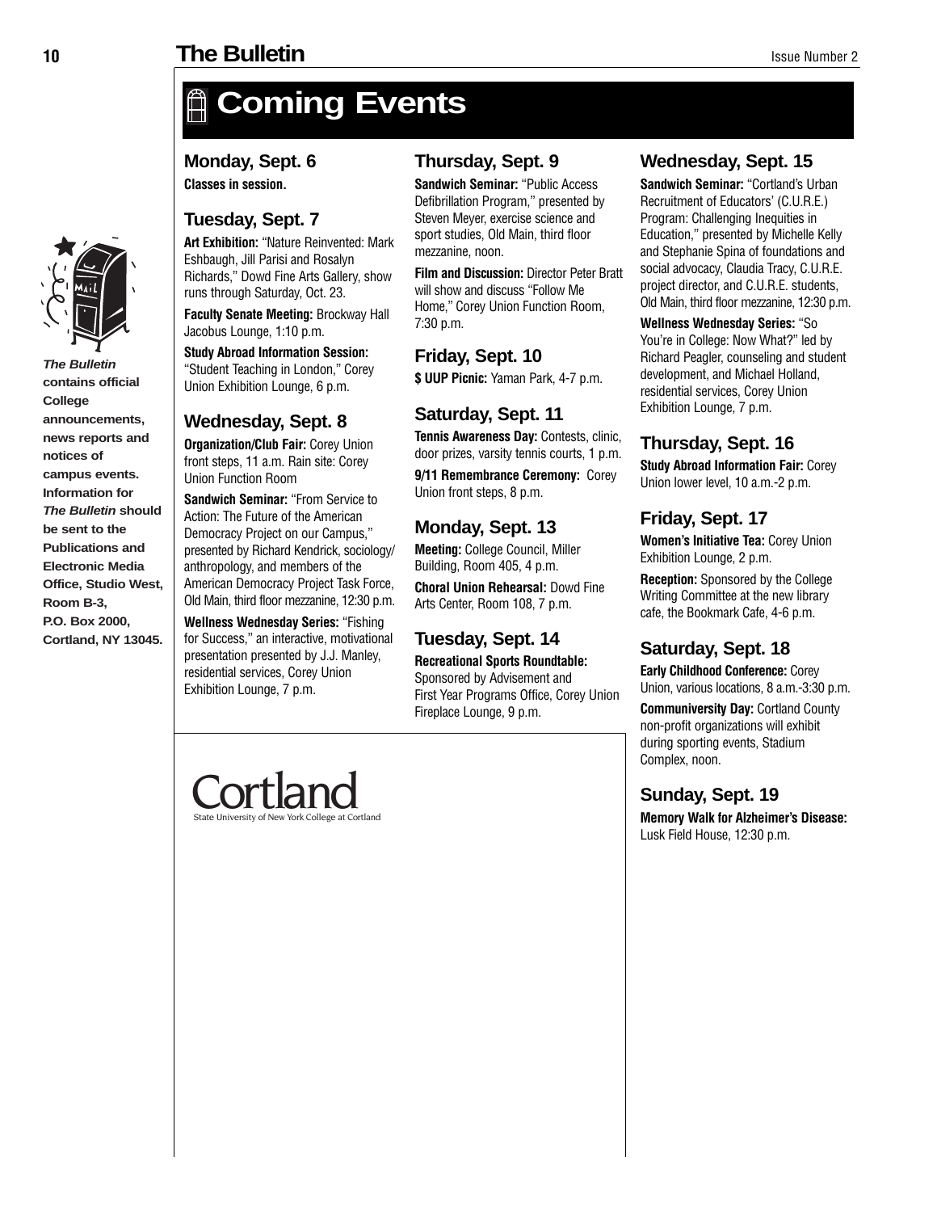# Coming Events

## Monday, Sept. 6

**Classes in session.**

## Tuesday, Sept. 7

**Art Exhibition:** "Nature Reinvented: Mark Eshbaugh, Jill Parisi and Rosalyn Richards," Dowd Fine Arts Gallery, show runs through Saturday, Oct. 23.

**Faculty Senate Meeting:** Brockway Hall Jacobus Lounge, 1:10 p.m.

**Study Abroad Information Session:** "Student Teaching in London," Corey Union Exhibition Lounge, 6 p.m.

## Wednesday, Sept. 8

**Organization/Club Fair:** Corey Union front steps, 11 a.m. Rain site: Corey Union Function Room

**Sandwich Seminar:** "From Service to Action: The Future of the American Democracy Project on our Campus," presented by Richard Kendrick, sociology/ anthropology, and members of the American Democracy Project Task Force, Old Main, third floor mezzanine, 12:30 p.m.

**Wellness Wednesday Series:** "Fishing for Success," an interactive, motivational presentation presented by J.J. Manley, residential services, Corey Union Exhibition Lounge, 7 p.m.

## Thursday, Sept. 9

**Sandwich Seminar:** "Public Access Defibrillation Program," presented by Steven Meyer, exercise science and sport studies, Old Main, third floor mezzanine, noon.

**Film and Discussion:** Director Peter Bratt will show and discuss "Follow Me Home," Corey Union Function Room, 7:30 p.m.

## Friday, Sept. 10

**$ UUP Picnic:** Yaman Park, 4-7 p.m.

## Saturday, Sept. 11

**Tennis Awareness Day:** Contests, clinic, door prizes, varsity tennis courts, 1 p.m.

**9/11 Remembrance Ceremony:** Corey Union front steps, 8 p.m.

## Monday, Sept. 13

**Meeting:** College Council, Miller Building, Room 405, 4 p.m.

**Choral Union Rehearsal:** Dowd Fine Arts Center, Room 108, 7 p.m.

## Tuesday, Sept. 14

**Recreational Sports Roundtable:** Sponsored by Advisement and First Year Programs Office, Corey Union Fireplace Lounge, 9 p.m.

## Wednesday, Sept. 15

**Sandwich Seminar:** "Cortland's Urban Recruitment of Educators' (C.U.R.E.) Program: Challenging Inequities in Education," presented by Michelle Kelly and Stephanie Spina of foundations and social advocacy, Claudia Tracy, C.U.R.E. project director, and C.U.R.E. students, Old Main, third floor mezzanine, 12:30 p.m.

**Wellness Wednesday Series:** "So You're in College: Now What?" led by Richard Peagler, counseling and student development, and Michael Holland, residential services, Corey Union Exhibition Lounge, 7 p.m.

## Thursday, Sept. 16

**Study Abroad Information Fair:** Corey Union lower level, 10 a.m.-2 p.m.

## Friday, Sept. 17

**Women's Initiative Tea:** Corey Union Exhibition Lounge, 2 p.m.

**Reception:** Sponsored by the College Writing Committee at the new library cafe, the Bookmark Cafe, 4-6 p.m.

## Saturday, Sept. 18

**Early Childhood Conference:** Corey Union, various locations, 8 a.m.-3:30 p.m.

**Communiversity Day:** Cortland County non-profit organizations will exhibit during sporting events, Stadium Complex, noon.

## Sunday, Sept. 19

**Memory Walk for Alzheimer's Disease:** Lusk Field House, 12:30 p.m.

***The Bulletin*** **contains official College announcements, news reports and notices of campus events. Information for *The Bulletin* should be sent to the Publications and Electronic Media Office, Studio West, Room B-3, P.O. Box 2000, Cortland, NY 13045.**

Cortland
State University of New York College at Cortland